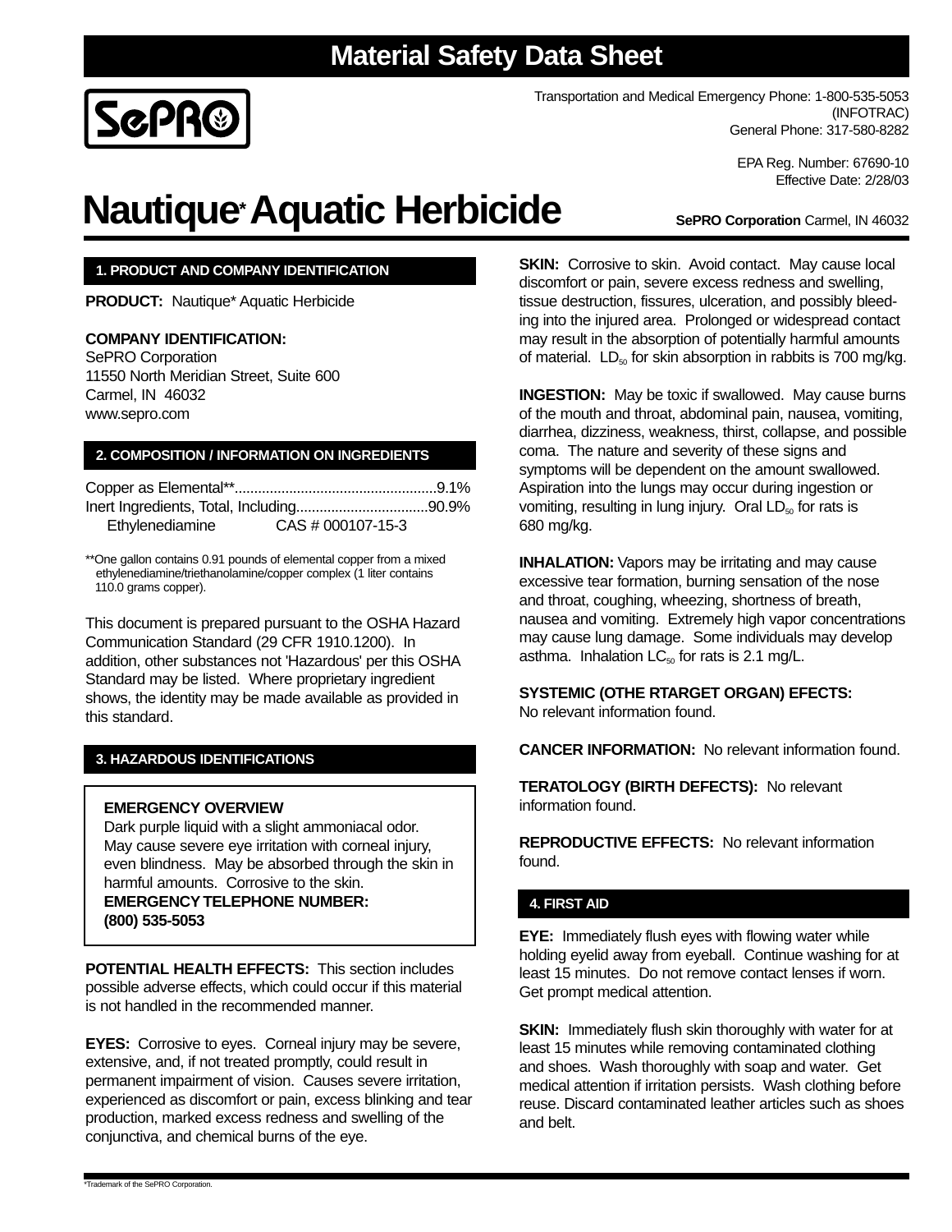# Material Safety Data Sheet

Transportation and Medical Emergency Phone: 1-800-535-5053 (INFOTRAC)
General Phone: 317-580-8282

EPA Reg. Number: 67690-10
Effective Date: 2/28/03

# Nautique* Aquatic Herbicide

**SePRO Corporation** Carmel, IN 46032

## 1. PRODUCT AND COMPANY IDENTIFICATION

**PRODUCT:** Nautique* Aquatic Herbicide

**COMPANY IDENTIFICATION:**
SePRO Corporation
11550 North Meridian Street, Suite 600
Carmel, IN 46032
www.sepro.com

## 2. COMPOSITION / INFORMATION ON INGREDIENTS

Copper as Elemental**....................................................9.1%
Inert Ingredients, Total, Including.................................90.9%
Ethylenediamine CAS # 000107-15-3

**One gallon contains 0.91 pounds of elemental copper from a mixed ethylenediamine/triethanolamine/copper complex (1 liter contains 110.0 grams copper).

This document is prepared pursuant to the OSHA Hazard Communication Standard (29 CFR 1910.1200). In addition, other substances not 'Hazardous' per this OSHA Standard may be listed. Where proprietary ingredient shows, the identity may be made available as provided in this standard.

## 3. HAZARDOUS IDENTIFICATIONS

**EMERGENCY OVERVIEW**
Dark purple liquid with a slight ammoniacal odor. May cause severe eye irritation with corneal injury, even blindness. May be absorbed through the skin in harmful amounts. Corrosive to the skin.
**EMERGENCY TELEPHONE NUMBER: (800) 535-5053**

**POTENTIAL HEALTH EFFECTS:** This section includes possible adverse effects, which could occur if this material is not handled in the recommended manner.

**EYES:** Corrosive to eyes. Corneal injury may be severe, extensive, and, if not treated promptly, could result in permanent impairment of vision. Causes severe irritation, experienced as discomfort or pain, excess blinking and tear production, marked excess redness and swelling of the conjunctiva, and chemical burns of the eye.

**SKIN:** Corrosive to skin. Avoid contact. May cause local discomfort or pain, severe excess redness and swelling, tissue destruction, fissures, ulceration, and possibly bleeding into the injured area. Prolonged or widespread contact may result in the absorption of potentially harmful amounts of material. $LD_{50}$ for skin absorption in rabbits is 700 mg/kg.

**INGESTION:** May be toxic if swallowed. May cause burns of the mouth and throat, abdominal pain, nausea, vomiting, diarrhea, dizziness, weakness, thirst, collapse, and possible coma. The nature and severity of these signs and symptoms will be dependent on the amount swallowed. Aspiration into the lungs may occur during ingestion or vomiting, resulting in lung injury. Oral $LD_{50}$ for rats is 680 mg/kg.

**INHALATION:** Vapors may be irritating and may cause excessive tear formation, burning sensation of the nose and throat, coughing, wheezing, shortness of breath, nausea and vomiting. Extremely high vapor concentrations may cause lung damage. Some individuals may develop asthma. Inhalation $LC_{50}$ for rats is 2.1 mg/L.

**SYSTEMIC (OTHE RTARGET ORGAN) EFECTS:**
No relevant information found.

**CANCER INFORMATION:** No relevant information found.

**TERATOLOGY (BIRTH DEFECTS):** No relevant information found.

**REPRODUCTIVE EFFECTS:** No relevant information found.

## 4. FIRST AID

**EYE:** Immediately flush eyes with flowing water while holding eyelid away from eyeball. Continue washing for at least 15 minutes. Do not remove contact lenses if worn. Get prompt medical attention.

**SKIN:** Immediately flush skin thoroughly with water for at least 15 minutes while removing contaminated clothing and shoes. Wash thoroughly with soap and water. Get medical attention if irritation persists. Wash clothing before reuse. Discard contaminated leather articles such as shoes and belt.

*Trademark of the SePRO Corporation.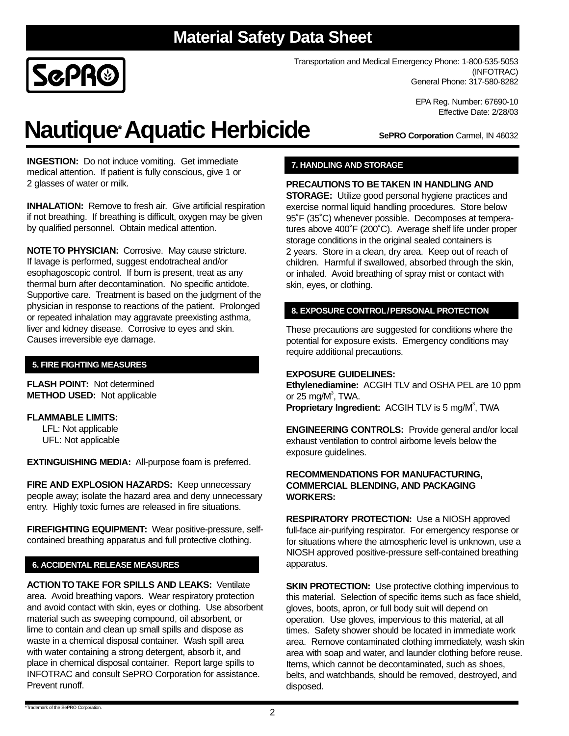# Material Safety Data Sheet

**SePRO**

Transportation and Medical Emergency Phone: 1-800-535-5053 (INFOTRAC)
General Phone: 317-580-8282

EPA Reg. Number: 67690-10
Effective Date: 2/28/03

# Nautique* Aquatic Herbicide

**SePRO Corporation** Carmel, IN 46032

**INGESTION:** Do not induce vomiting. Get immediate medical attention. If patient is fully conscious, give 1 or 2 glasses of water or milk.

**INHALATION:** Remove to fresh air. Give artificial respiration if not breathing. If breathing is difficult, oxygen may be given by qualified personnel. Obtain medical attention.

**NOTE TO PHYSICIAN:** Corrosive. May cause stricture. If lavage is performed, suggest endotracheal and/or esophagoscopic control. If burn is present, treat as any thermal burn after decontamination. No specific antidote. Supportive care. Treatment is based on the judgment of the physician in response to reactions of the patient. Prolonged or repeated inhalation may aggravate preexisting asthma, liver and kidney disease. Corrosive to eyes and skin. Causes irreversible eye damage.

## 5. FIRE FIGHTING MEASURES

**FLASH POINT:** Not determined
**METHOD USED:** Not applicable

**FLAMMABLE LIMITS:**
LFL: Not applicable
UFL: Not applicable

**EXTINGUISHING MEDIA:** All-purpose foam is preferred.

**FIRE AND EXPLOSION HAZARDS:** Keep unnecessary people away; isolate the hazard area and deny unnecessary entry. Highly toxic fumes are released in fire situations.

**FIREFIGHTING EQUIPMENT:** Wear positive-pressure, self-contained breathing apparatus and full protective clothing.

## 6. ACCIDENTAL RELEASE MEASURES

**ACTION TO TAKE FOR SPILLS AND LEAKS:** Ventilate area. Avoid breathing vapors. Wear respiratory protection and avoid contact with skin, eyes or clothing. Use absorbent material such as sweeping compound, oil absorbent, or lime to contain and clean up small spills and dispose as waste in a chemical disposal container. Wash spill area with water containing a strong detergent, absorb it, and place in chemical disposal container. Report large spills to INFOTRAC and consult SePRO Corporation for assistance. Prevent runoff.

## 7. HANDLING AND STORAGE

**PRECAUTIONS TO BE TAKEN IN HANDLING AND STORAGE:** Utilize good personal hygiene practices and exercise normal liquid handling procedures. Store below 95˚F (35˚C) whenever possible. Decomposes at temperatures above 400˚F (200˚C). Average shelf life under proper storage conditions in the original sealed containers is 2 years. Store in a clean, dry area. Keep out of reach of children. Harmful if swallowed, absorbed through the skin, or inhaled. Avoid breathing of spray mist or contact with skin, eyes, or clothing.

## 8. EXPOSURE CONTROL / PERSONAL PROTECTION

These precautions are suggested for conditions where the potential for exposure exists. Emergency conditions may require additional precautions.

**EXPOSURE GUIDELINES:**
**Ethylenediamine:** ACGIH TLV and OSHA PEL are 10 ppm or 25 mg/M$^3$, TWA.
**Proprietary Ingredient:** ACGIH TLV is 5 mg/M$^3$, TWA

**ENGINEERING CONTROLS:** Provide general and/or local exhaust ventilation to control airborne levels below the exposure guidelines.

**RECOMMENDATIONS FOR MANUFACTURING, COMMERCIAL BLENDING, AND PACKAGING WORKERS:**

**RESPIRATORY PROTECTION:** Use a NIOSH approved full-face air-purifying respirator. For emergency response or for situations where the atmospheric level is unknown, use a NIOSH approved positive-pressure self-contained breathing apparatus.

**SKIN PROTECTION:** Use protective clothing impervious to this material. Selection of specific items such as face shield, gloves, boots, apron, or full body suit will depend on operation. Use gloves, impervious to this material, at all times. Safety shower should be located in immediate work area. Remove contaminated clothing immediately, wash skin area with soap and water, and launder clothing before reuse. Items, which cannot be decontaminated, such as shoes, belts, and watchbands, should be removed, destroyed, and disposed.

*Trademark of the SePRO Corporation.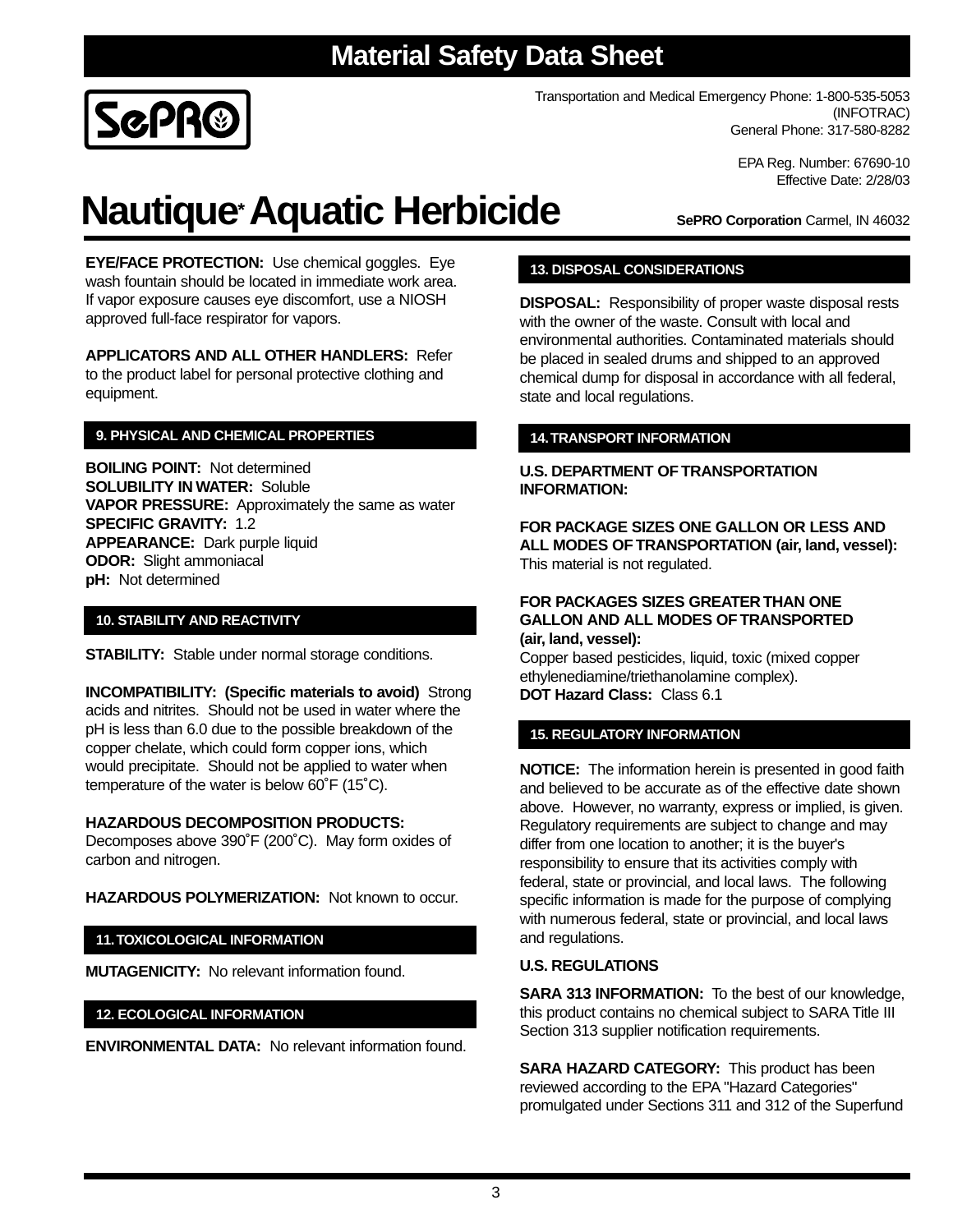# Material Safety Data Sheet

SePRO

Transportation and Medical Emergency Phone: 1-800-535-5053 (INFOTRAC)
General Phone: 317-580-8282

EPA Reg. Number: 67690-10
Effective Date: 2/28/03

# Nautique* Aquatic Herbicide

**SePRO Corporation** Carmel, IN 46032

**EYE/FACE PROTECTION:** Use chemical goggles. Eye wash fountain should be located in immediate work area. If vapor exposure causes eye discomfort, use a NIOSH approved full-face respirator for vapors.

**APPLICATORS AND ALL OTHER HANDLERS:** Refer to the product label for personal protective clothing and equipment.

## 9. PHYSICAL AND CHEMICAL PROPERTIES

**BOILING POINT:** Not determined
**SOLUBILITY IN WATER:** Soluble
**VAPOR PRESSURE:** Approximately the same as water
**SPECIFIC GRAVITY:** 1.2
**APPEARANCE:** Dark purple liquid
**ODOR:** Slight ammoniacal
**pH:** Not determined

## 10. STABILITY AND REACTIVITY

**STABILITY:** Stable under normal storage conditions.

**INCOMPATIBILITY: (Specific materials to avoid)** Strong acids and nitrites. Should not be used in water where the pH is less than 6.0 due to the possible breakdown of the copper chelate, which could form copper ions, which would precipitate. Should not be applied to water when temperature of the water is below 60˚F (15˚C).

**HAZARDOUS DECOMPOSITION PRODUCTS:** Decomposes above 390˚F (200˚C). May form oxides of carbon and nitrogen.

**HAZARDOUS POLYMERIZATION:** Not known to occur.

## 11. TOXICOLOGICAL INFORMATION

**MUTAGENICITY:** No relevant information found.

## 12. ECOLOGICAL INFORMATION

**ENVIRONMENTAL DATA:** No relevant information found.

## 13. DISPOSAL CONSIDERATIONS

**DISPOSAL:** Responsibility of proper waste disposal rests with the owner of the waste. Consult with local and environmental authorities. Contaminated materials should be placed in sealed drums and shipped to an approved chemical dump for disposal in accordance with all federal, state and local regulations.

## 14. TRANSPORT INFORMATION

**U.S. DEPARTMENT OF TRANSPORTATION INFORMATION:**

**FOR PACKAGE SIZES ONE GALLON OR LESS AND ALL MODES OF TRANSPORTATION (air, land, vessel):** This material is not regulated.

**FOR PACKAGES SIZES GREATER THAN ONE GALLON AND ALL MODES OF TRANSPORTED (air, land, vessel):**
Copper based pesticides, liquid, toxic (mixed copper ethylenediamine/triethanolamine complex).
**DOT Hazard Class:** Class 6.1

## 15. REGULATORY INFORMATION

**NOTICE:** The information herein is presented in good faith and believed to be accurate as of the effective date shown above. However, no warranty, express or implied, is given. Regulatory requirements are subject to change and may differ from one location to another; it is the buyer's responsibility to ensure that its activities comply with federal, state or provincial, and local laws. The following specific information is made for the purpose of complying with numerous federal, state or provincial, and local laws and regulations.

**U.S. REGULATIONS**

**SARA 313 INFORMATION:** To the best of our knowledge, this product contains no chemical subject to SARA Title III Section 313 supplier notification requirements.

**SARA HAZARD CATEGORY:** This product has been reviewed according to the EPA "Hazard Categories" promulgated under Sections 311 and 312 of the Superfund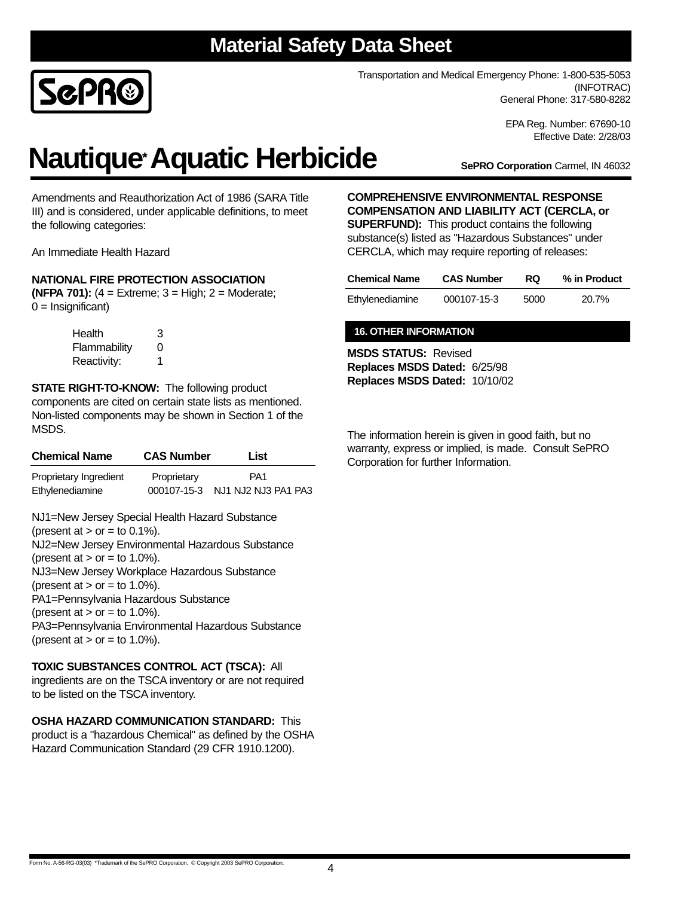# Material Safety Data Sheet

**SePRO**

Transportation and Medical Emergency Phone: 1-800-535-5053 (INFOTRAC)
General Phone: 317-580-8282

EPA Reg. Number: 67690-10
Effective Date: 2/28/03

# Nautique* Aquatic Herbicide

**SePRO Corporation** Carmel, IN 46032

Amendments and Reauthorization Act of 1986 (SARA Title III) and is considered, under applicable definitions, to meet the following categories:

An Immediate Health Hazard

**NATIONAL FIRE PROTECTION ASSOCIATION (NFPA 701):** (4 = Extreme; 3 = High; 2 = Moderate; 0 = Insignificant)

| | |
|---|---|
| Health | 3 |
| Flammability | 0 |
| Reactivity: | 1 |

**STATE RIGHT-TO-KNOW:** The following product components are cited on certain state lists as mentioned. Non-listed components may be shown in Section 1 of the MSDS.

| Chemical Name | CAS Number | List |
|---|---|---|
| Proprietary Ingredient | Proprietary | PA1 |
| Ethylenediamine | 000107-15-3 | NJ1 NJ2 NJ3 PA1 PA3 |

NJ1=New Jersey Special Health Hazard Substance (present at > or = to 0.1%).
NJ2=New Jersey Environmental Hazardous Substance (present at > or = to 1.0%).
NJ3=New Jersey Workplace Hazardous Substance (present at > or = to 1.0%).
PA1=Pennsylvania Hazardous Substance (present at > or = to 1.0%).
PA3=Pennsylvania Environmental Hazardous Substance (present at > or = to 1.0%).

**TOXIC SUBSTANCES CONTROL ACT (TSCA):** All ingredients are on the TSCA inventory or are not required to be listed on the TSCA inventory.

**OSHA HAZARD COMMUNICATION STANDARD:** This product is a "hazardous Chemical" as defined by the OSHA Hazard Communication Standard (29 CFR 1910.1200).

**COMPREHENSIVE ENVIRONMENTAL RESPONSE COMPENSATION AND LIABILITY ACT (CERCLA, or SUPERFUND):** This product contains the following substance(s) listed as "Hazardous Substances" under CERCLA, which may require reporting of releases:

| Chemical Name | CAS Number | RQ | % in Product |
|---|---|---|---|
| Ethylenediamine | 000107-15-3 | 5000 | 20.7% |

## 16. OTHER INFORMATION

**MSDS STATUS:** Revised
**Replaces MSDS Dated:** 6/25/98
**Replaces MSDS Dated:** 10/10/02

The information herein is given in good faith, but no warranty, express or implied, is made. Consult SePRO Corporation for further Information.

Form No. A-56-RG-03(03) *Trademark of the SePRO Corporation. © Copyright 2003 SePRO Corporation.